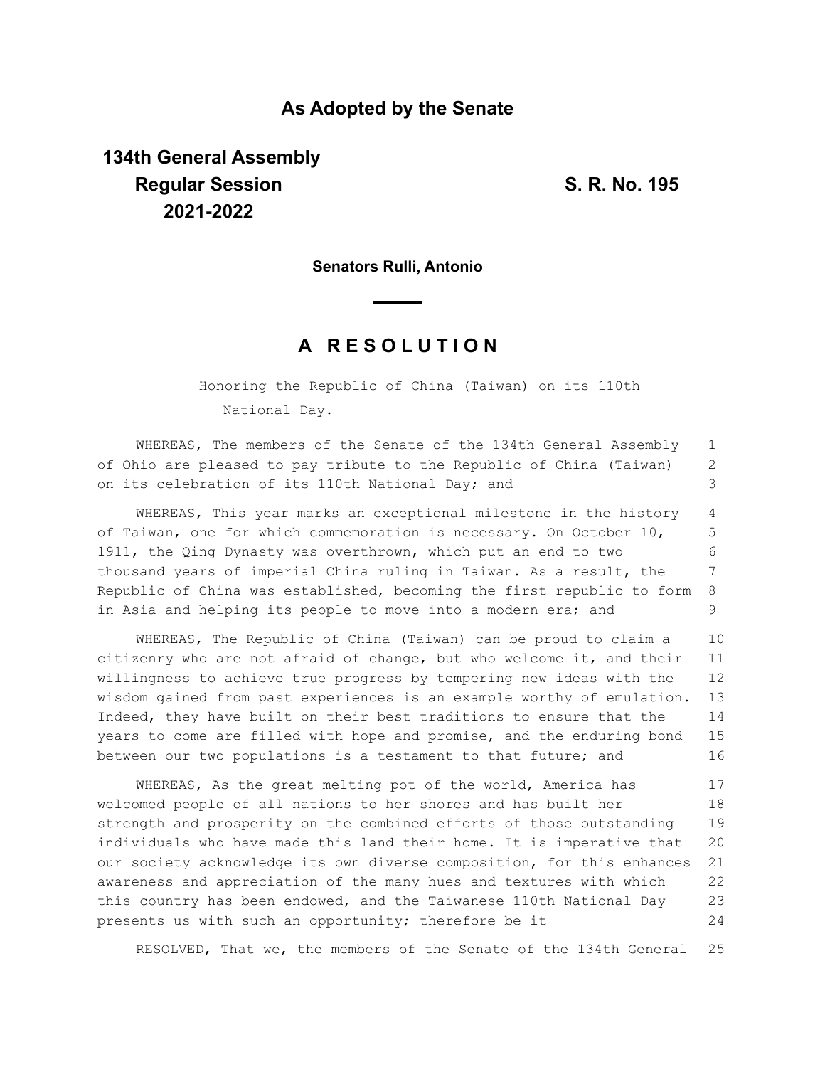## As Adopted by the Senate

**134th General Assembly**
**Regular Session**
**2021-2022**

**S. R. No. 195**

**Senators Rulli, Antonio**

# A R E S O L U T I O N

Honoring the Republic of China (Taiwan) on its 110th National Day.

WHEREAS, The members of the Senate of the 134th General Assembly of Ohio are pleased to pay tribute to the Republic of China (Taiwan) on its celebration of its 110th National Day; and

WHEREAS, This year marks an exceptional milestone in the history of Taiwan, one for which commemoration is necessary. On October 10, 1911, the Qing Dynasty was overthrown, which put an end to two thousand years of imperial China ruling in Taiwan. As a result, the Republic of China was established, becoming the first republic to form in Asia and helping its people to move into a modern era; and

WHEREAS, The Republic of China (Taiwan) can be proud to claim a citizenry who are not afraid of change, but who welcome it, and their willingness to achieve true progress by tempering new ideas with the wisdom gained from past experiences is an example worthy of emulation. Indeed, they have built on their best traditions to ensure that the years to come are filled with hope and promise, and the enduring bond between our two populations is a testament to that future; and

WHEREAS, As the great melting pot of the world, America has welcomed people of all nations to her shores and has built her strength and prosperity on the combined efforts of those outstanding individuals who have made this land their home. It is imperative that our society acknowledge its own diverse composition, for this enhances awareness and appreciation of the many hues and textures with which this country has been endowed, and the Taiwanese 110th National Day presents us with such an opportunity; therefore be it

RESOLVED, That we, the members of the Senate of the 134th General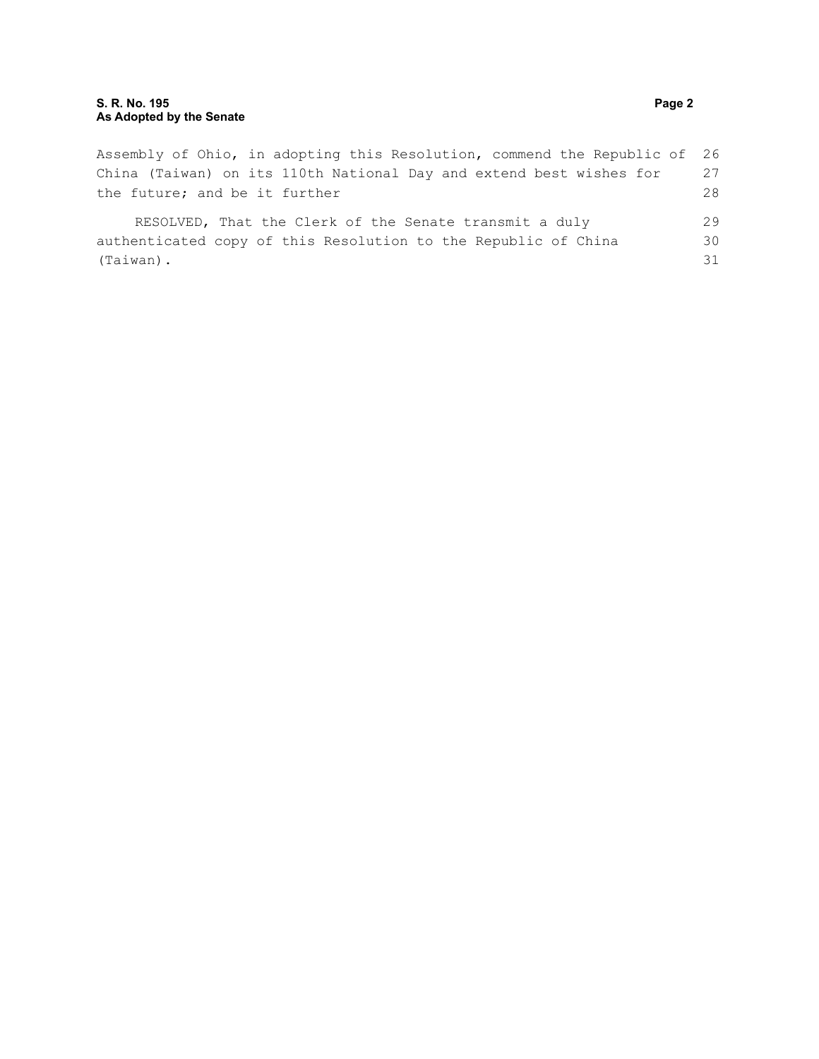Assembly of Ohio, in adopting this Resolution, commend the Republic of China (Taiwan) on its 110th National Day and extend best wishes for the future; and be it further

RESOLVED, That the Clerk of the Senate transmit a duly authenticated copy of this Resolution to the Republic of China (Taiwan).